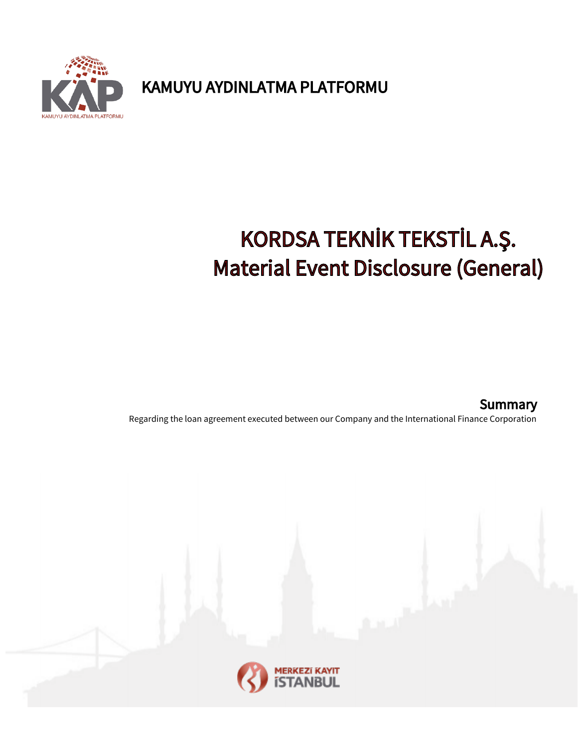KAMUYU AYDINLATMA PLATFORMU

# KORDSA TEKNİK TEKSTİL A.Ş.
# Material Event Disclosure (General)

## Summary

Regarding the loan agreement executed between our Company and the International Finance Corporation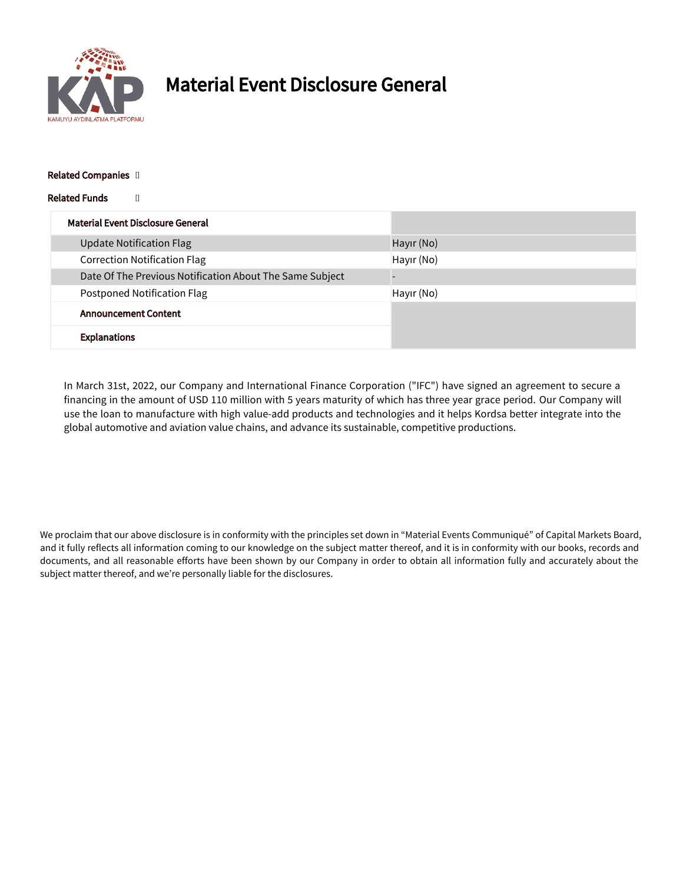# Material Event Disclosure General

**Related Companies** []

**Related Funds** []

| Material Event Disclosure General | |
|---|---|
| Update Notification Flag | Hayır (No) |
| Correction Notification Flag | Hayır (No) |
| Date Of The Previous Notification About The Same Subject | - |
| Postponed Notification Flag | Hayır (No) |
| **Announcement Content** | |
| **Explanations** | |

In March 31st, 2022, our Company and International Finance Corporation ("IFC") have signed an agreement to secure a financing in the amount of USD 110 million with 5 years maturity of which has three year grace period. Our Company will use the loan to manufacture with high value-add products and technologies and it helps Kordsa better integrate into the global automotive and aviation value chains, and advance its sustainable, competitive productions.

We proclaim that our above disclosure is in conformity with the principles set down in "Material Events Communiqué" of Capital Markets Board, and it fully reflects all information coming to our knowledge on the subject matter thereof, and it is in conformity with our books, records and documents, and all reasonable efforts have been shown by our Company in order to obtain all information fully and accurately about the subject matter thereof, and we're personally liable for the disclosures.